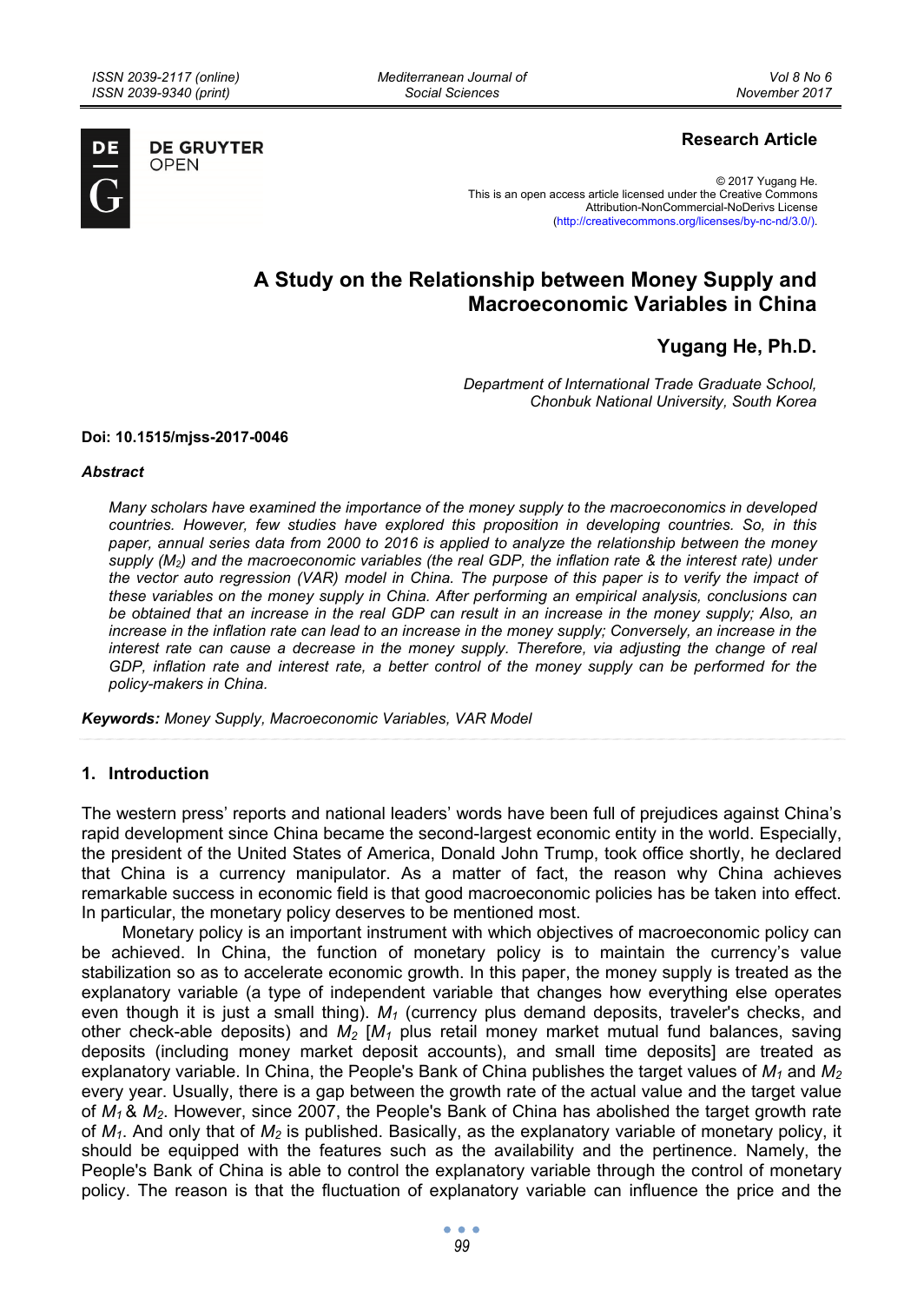**Research Article**

© 2017 Yugang He.
This is an open access article licensed under the Creative Commons Attribution-NonCommercial-NoDerivs License (http://creativecommons.org/licenses/by-nc-nd/3.0/).

# A Study on the Relationship between Money Supply and Macroeconomic Variables in China

## Yugang He, Ph.D.

*Department of International Trade Graduate School, Chonbuk National University, South Korea*

**Doi: 10.1515/mjss-2017-0046**

### *Abstract*

*Many scholars have examined the importance of the money supply to the macroeconomics in developed countries. However, few studies have explored this proposition in developing countries. So, in this paper, annual series data from 2000 to 2016 is applied to analyze the relationship between the money supply ($M_2$) and the macroeconomic variables (the real GDP, the inflation rate & the interest rate) under the vector auto regression (VAR) model in China. The purpose of this paper is to verify the impact of these variables on the money supply in China. After performing an empirical analysis, conclusions can be obtained that an increase in the real GDP can result in an increase in the money supply; Also, an increase in the inflation rate can lead to an increase in the money supply; Conversely, an increase in the interest rate can cause a decrease in the money supply. Therefore, via adjusting the change of real GDP, inflation rate and interest rate, a better control of the money supply can be performed for the policy-makers in China.*

**Keywords:** *Money Supply, Macroeconomic Variables, VAR Model*

## 1. Introduction

The western press' reports and national leaders' words have been full of prejudices against China's rapid development since China became the second-largest economic entity in the world. Especially, the president of the United States of America, Donald John Trump, took office shortly, he declared that China is a currency manipulator. As a matter of fact, the reason why China achieves remarkable success in economic field is that good macroeconomic policies has be taken into effect. In particular, the monetary policy deserves to be mentioned most.

Monetary policy is an important instrument with which objectives of macroeconomic policy can be achieved. In China, the function of monetary policy is to maintain the currency's value stabilization so as to accelerate economic growth. In this paper, the money supply is treated as the explanatory variable (a type of independent variable that changes how everything else operates even though it is just a small thing). $M_1$ (currency plus demand deposits, traveler's checks, and other check-able deposits) and $M_2$ [$M_1$ plus retail money market mutual fund balances, saving deposits (including money market deposit accounts), and small time deposits] are treated as explanatory variable. In China, the People's Bank of China publishes the target values of $M_1$ and $M_2$ every year. Usually, there is a gap between the growth rate of the actual value and the target value of $M_1$ & $M_2$. However, since 2007, the People's Bank of China has abolished the target growth rate of $M_1$. And only that of $M_2$ is published. Basically, as the explanatory variable of monetary policy, it should be equipped with the features such as the availability and the pertinence. Namely, the People's Bank of China is able to control the explanatory variable through the control of monetary policy. The reason is that the fluctuation of explanatory variable can influence the price and the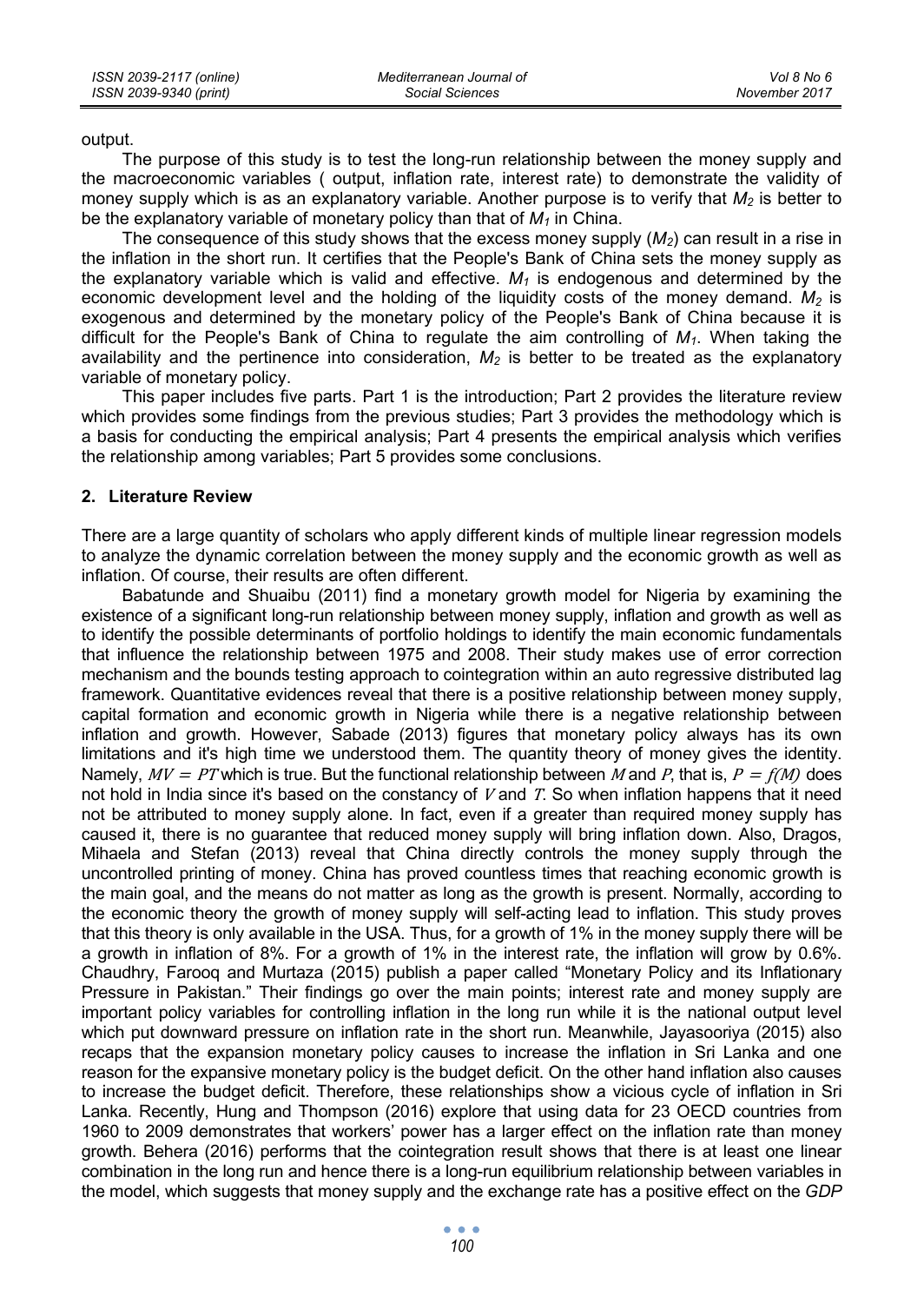output.

The purpose of this study is to test the long-run relationship between the money supply and the macroeconomic variables ( output, inflation rate, interest rate) to demonstrate the validity of money supply which is as an explanatory variable. Another purpose is to verify that $M_2$ is better to be the explanatory variable of monetary policy than that of $M_1$ in China.

The consequence of this study shows that the excess money supply ($M_2$) can result in a rise in the inflation in the short run. It certifies that the People's Bank of China sets the money supply as the explanatory variable which is valid and effective. $M_1$ is endogenous and determined by the economic development level and the holding of the liquidity costs of the money demand. $M_2$ is exogenous and determined by the monetary policy of the People's Bank of China because it is difficult for the People's Bank of China to regulate the aim controlling of $M_1$. When taking the availability and the pertinence into consideration, $M_2$ is better to be treated as the explanatory variable of monetary policy.

This paper includes five parts. Part 1 is the introduction; Part 2 provides the literature review which provides some findings from the previous studies; Part 3 provides the methodology which is a basis for conducting the empirical analysis; Part 4 presents the empirical analysis which verifies the relationship among variables; Part 5 provides some conclusions.

## 2. Literature Review

There are a large quantity of scholars who apply different kinds of multiple linear regression models to analyze the dynamic correlation between the money supply and the economic growth as well as inflation. Of course, their results are often different.

Babatunde and Shuaibu (2011) find a monetary growth model for Nigeria by examining the existence of a significant long-run relationship between money supply, inflation and growth as well as to identify the possible determinants of portfolio holdings to identify the main economic fundamentals that influence the relationship between 1975 and 2008. Their study makes use of error correction mechanism and the bounds testing approach to cointegration within an auto regressive distributed lag framework. Quantitative evidences reveal that there is a positive relationship between money supply, capital formation and economic growth in Nigeria while there is a negative relationship between inflation and growth. However, Sabade (2013) figures that monetary policy always has its own limitations and it's high time we understood them. The quantity theory of money gives the identity. Namely, $MV = PT$ which is true. But the functional relationship between $M$ and $P$, that is, $P = f(M)$ does not hold in India since it's based on the constancy of $V$ and $T$. So when inflation happens that it need not be attributed to money supply alone. In fact, even if a greater than required money supply has caused it, there is no guarantee that reduced money supply will bring inflation down. Also, Dragos, Mihaela and Stefan (2013) reveal that China directly controls the money supply through the uncontrolled printing of money. China has proved countless times that reaching economic growth is the main goal, and the means do not matter as long as the growth is present. Normally, according to the economic theory the growth of money supply will self-acting lead to inflation. This study proves that this theory is only available in the USA. Thus, for a growth of 1% in the money supply there will be a growth in inflation of 8%. For a growth of 1% in the interest rate, the inflation will grow by 0.6%. Chaudhry, Farooq and Murtaza (2015) publish a paper called "Monetary Policy and its Inflationary Pressure in Pakistan." Their findings go over the main points; interest rate and money supply are important policy variables for controlling inflation in the long run while it is the national output level which put downward pressure on inflation rate in the short run. Meanwhile, Jayasooriya (2015) also recaps that the expansion monetary policy causes to increase the inflation in Sri Lanka and one reason for the expansive monetary policy is the budget deficit. On the other hand inflation also causes to increase the budget deficit. Therefore, these relationships show a vicious cycle of inflation in Sri Lanka. Recently, Hung and Thompson (2016) explore that using data for 23 OECD countries from 1960 to 2009 demonstrates that workers' power has a larger effect on the inflation rate than money growth. Behera (2016) performs that the cointegration result shows that there is at least one linear combination in the long run and hence there is a long-run equilibrium relationship between variables in the model, which suggests that money supply and the exchange rate has a positive effect on the *GDP*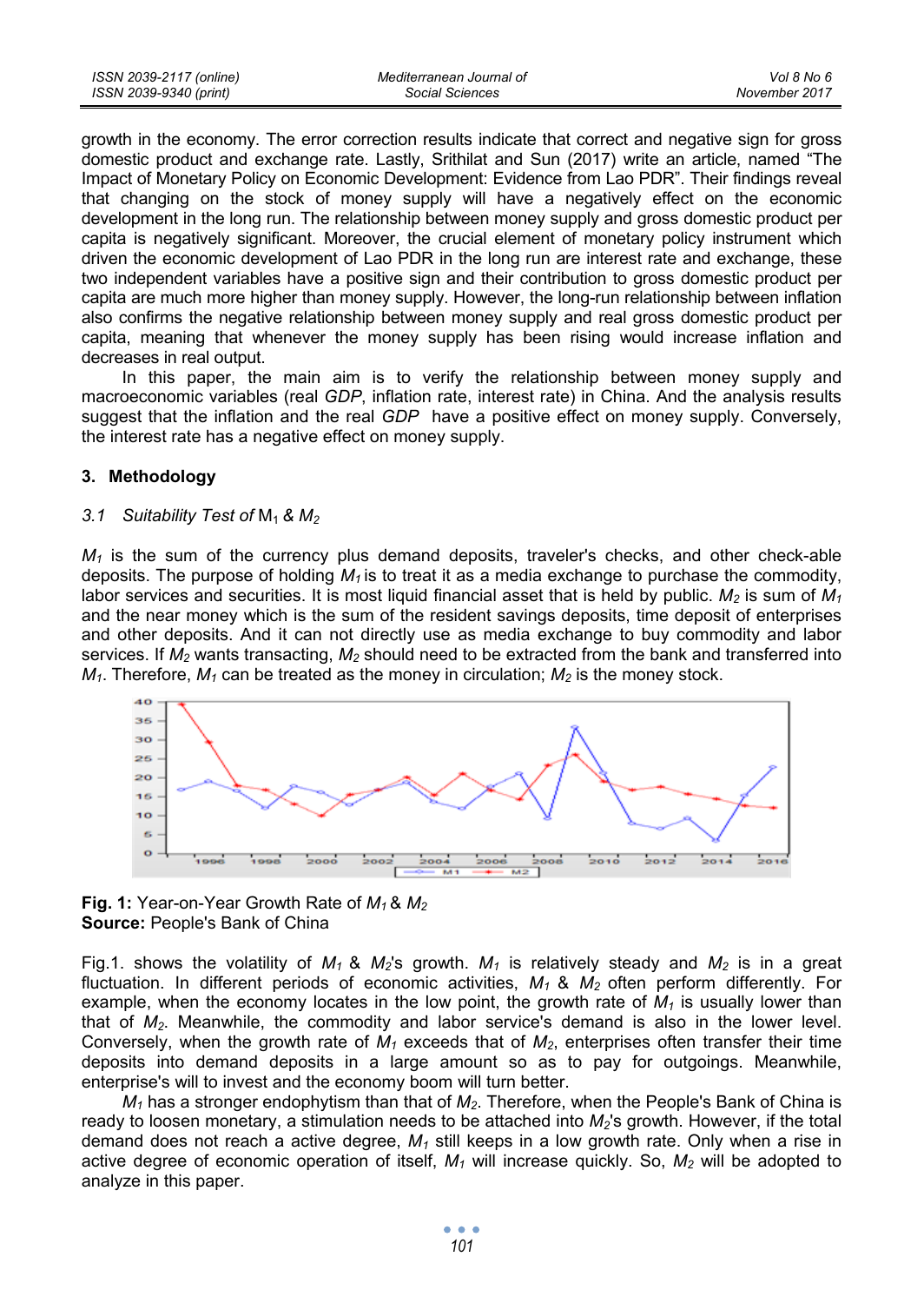growth in the economy. The error correction results indicate that correct and negative sign for gross domestic product and exchange rate. Lastly, Srithilat and Sun (2017) write an article, named "The Impact of Monetary Policy on Economic Development: Evidence from Lao PDR". Their findings reveal that changing on the stock of money supply will have a negatively effect on the economic development in the long run. The relationship between money supply and gross domestic product per capita is negatively significant. Moreover, the crucial element of monetary policy instrument which driven the economic development of Lao PDR in the long run are interest rate and exchange, these two independent variables have a positive sign and their contribution to gross domestic product per capita are much more higher than money supply. However, the long-run relationship between inflation also confirms the negative relationship between money supply and real gross domestic product per capita, meaning that whenever the money supply has been rising would increase inflation and decreases in real output.

In this paper, the main aim is to verify the relationship between money supply and macroeconomic variables (real *GDP*, inflation rate, interest rate) in China. And the analysis results suggest that the inflation and the real *GDP* have a positive effect on money supply. Conversely, the interest rate has a negative effect on money supply.

## 3. Methodology

### 3.1 Suitability Test of $M_1$ & $M_2$

$M_1$ is the sum of the currency plus demand deposits, traveler's checks, and other check-able deposits. The purpose of holding $M_1$ is to treat it as a media exchange to purchase the commodity, labor services and securities. It is most liquid financial asset that is held by public. $M_2$ is sum of $M_1$ and the near money which is the sum of the resident savings deposits, time deposit of enterprises and other deposits. And it can not directly use as media exchange to buy commodity and labor services. If $M_2$ wants transacting, $M_2$ should need to be extracted from the bank and transferred into $M_1$. Therefore, $M_1$ can be treated as the money in circulation; $M_2$ is the money stock.

**Fig. 1:** Year-on-Year Growth Rate of $M_1$ & $M_2$
**Source:** People's Bank of China

Fig.1. shows the volatility of $M_1$ & $M_2$'s growth. $M_1$ is relatively steady and $M_2$ is in a great fluctuation. In different periods of economic activities, $M_1$ & $M_2$ often perform differently. For example, when the economy locates in the low point, the growth rate of $M_1$ is usually lower than that of $M_2$. Meanwhile, the commodity and labor service's demand is also in the lower level. Conversely, when the growth rate of $M_1$ exceeds that of $M_2$, enterprises often transfer their time deposits into demand deposits in a large amount so as to pay for outgoings. Meanwhile, enterprise's will to invest and the economy boom will turn better.

$M_1$ has a stronger endophytism than that of $M_2$. Therefore, when the People's Bank of China is ready to loosen monetary, a stimulation needs to be attached into $M_2$'s growth. However, if the total demand does not reach a active degree, $M_1$ still keeps in a low growth rate. Only when a rise in active degree of economic operation of itself, $M_1$ will increase quickly. So, $M_2$ will be adopted to analyze in this paper.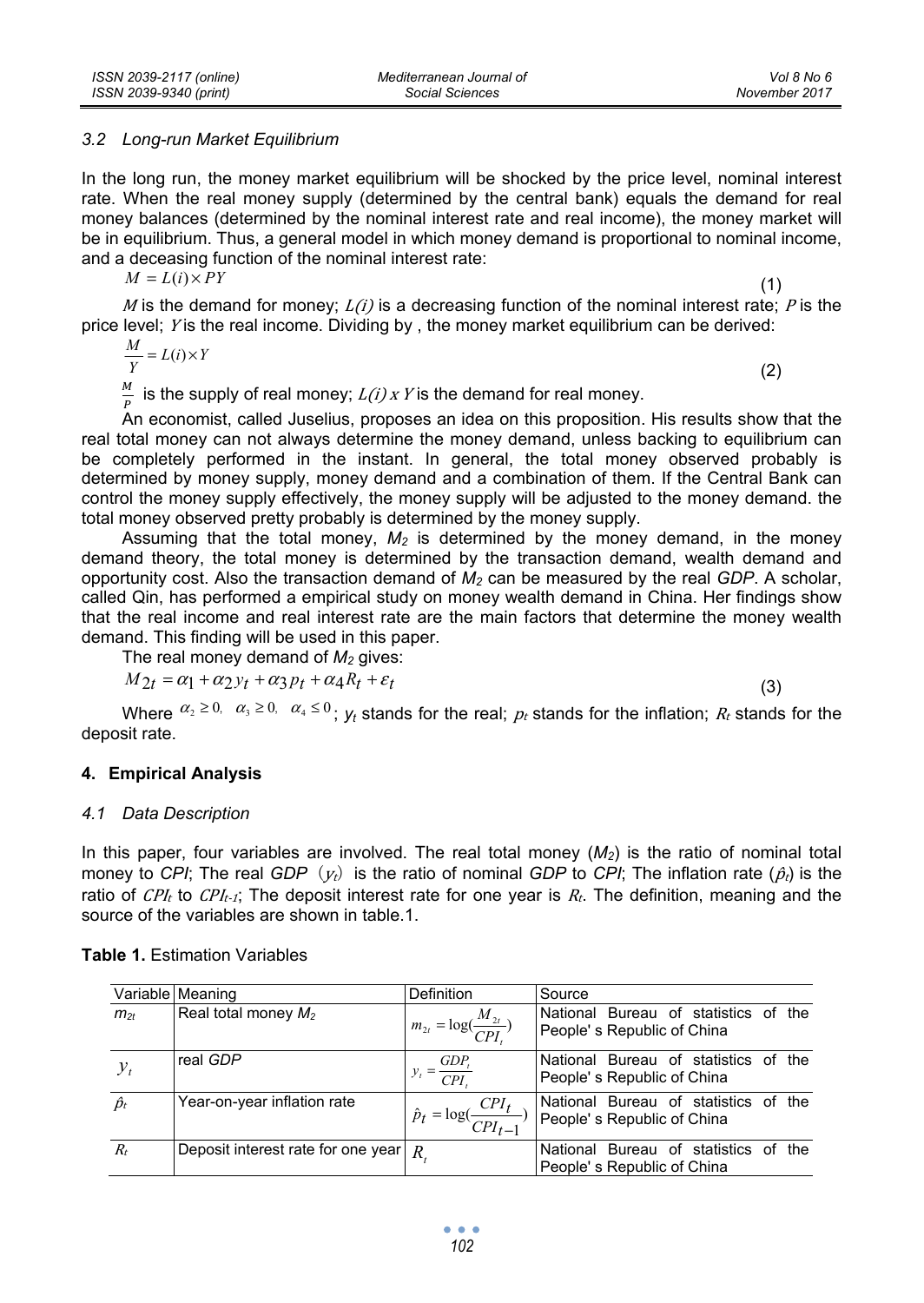### 3.2 Long-run Market Equilibrium

In the long run, the money market equilibrium will be shocked by the price level, nominal interest rate. When the real money supply (determined by the central bank) equals the demand for real money balances (determined by the nominal interest rate and real income), the money market will be in equilibrium. Thus, a general model in which money demand is proportional to nominal income, and a deceasing function of the nominal interest rate:

$$M = L(i) \times PY \tag{1}$$

$M$ is the demand for money; $L(i)$ is a decreasing function of the nominal interest rate; $P$ is the price level; $Y$ is the real income. Dividing by , the money market equilibrium can be derived:

$$\frac{M}{Y} = L(i) \times Y \tag{2}$$

$\frac{M}{P}$ is the supply of real money; $L(i) \times Y$ is the demand for real money.

An economist, called Juselius, proposes an idea on this proposition. His results show that the real total money can not always determine the money demand, unless backing to equilibrium can be completely performed in the instant. In general, the total money observed probably is determined by money supply, money demand and a combination of them. If the Central Bank can control the money supply effectively, the money supply will be adjusted to the money demand. the total money observed pretty probably is determined by the money supply.

Assuming that the total money, $M_2$ is determined by the money demand, in the money demand theory, the total money is determined by the transaction demand, wealth demand and opportunity cost. Also the transaction demand of $M_2$ can be measured by the real *GDP*. A scholar, called Qin, has performed a empirical study on money wealth demand in China. Her findings show that the real income and real interest rate are the main factors that determine the money wealth demand. This finding will be used in this paper.

The real money demand of $M_2$ gives:

$$M_{2t} = \alpha_1 + \alpha_2 y_t + \alpha_3 p_t + \alpha_4 R_t + \varepsilon_t \tag{3}$$

Where $\alpha_2 \geq 0, \ \alpha_3 \geq 0, \ \alpha_4 \leq 0$; $y_t$ stands for the real; $p_t$ stands for the inflation; $R_t$ stands for the deposit rate.

## 4. Empirical Analysis

### 4.1 Data Description

In this paper, four variables are involved. The real total money ($M_2$) is the ratio of nominal total money to *CPI*; The real *GDP* ($y_t$) is the ratio of nominal *GDP* to *CPI*; The inflation rate ($\hat{p}_t$) is the ratio of $CPI_t$ to $CPI_{t-1}$; The deposit interest rate for one year is $R_t$. The definition, meaning and the source of the variables are shown in table.1.

**Table 1.** Estimation Variables

| Variable | Meaning | Definition | Source |
|---|---|---|---|
| $m_{2t}$ | Real total money $M_2$ | $m_{2t} = \log(\frac{M_{2t}}{CPI_t})$ | National Bureau of statistics of the People' s Republic of China |
| $y_t$ | real *GDP* | $y_t = \frac{GDP_t}{CPI_t}$ | National Bureau of statistics of the People' s Republic of China |
| $\hat{p}_t$ | Year-on-year inflation rate | $\hat{p}_t = \log(\frac{CPI_t}{CPI_{t-1}})$ | National Bureau of statistics of the People' s Republic of China |
| $R_t$ | Deposit interest rate for one year | $R_t$ | National Bureau of statistics of the People' s Republic of China |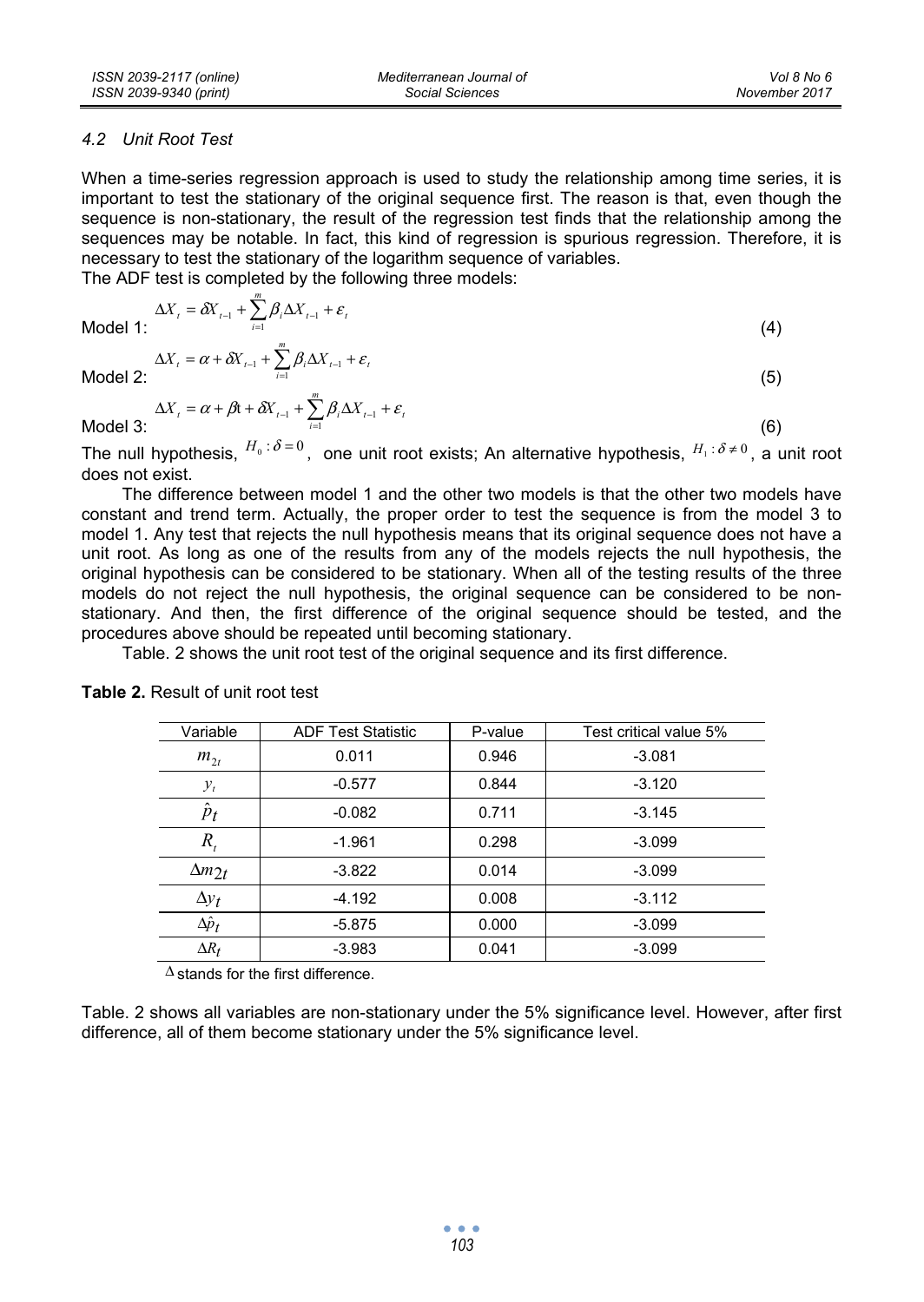### 4.2 Unit Root Test

When a time-series regression approach is used to study the relationship among time series, it is important to test the stationary of the original sequence first. The reason is that, even though the sequence is non-stationary, the result of the regression test finds that the relationship among the sequences may be notable. In fact, this kind of regression is spurious regression. Therefore, it is necessary to test the stationary of the logarithm sequence of variables.

The ADF test is completed by the following three models:

Model 1:
$$\Delta X_t = \delta X_{t-1} + \sum_{i=1}^{m} \beta_i \Delta X_{t-1} + \varepsilon_t \quad (4)$$

Model 2:
$$\Delta X_t = \alpha + \delta X_{t-1} + \sum_{i=1}^{m} \beta_i \Delta X_{t-1} + \varepsilon_t \quad (5)$$

Model 3:
$$\Delta X_t = \alpha + \beta t + \delta X_{t-1} + \sum_{i=1}^{m} \beta_i \Delta X_{t-1} + \varepsilon_t \quad (6)$$

The null hypothesis, $H_0: \delta = 0$, one unit root exists; An alternative hypothesis, $H_1: \delta \neq 0$, a unit root does not exist.

The difference between model 1 and the other two models is that the other two models have constant and trend term. Actually, the proper order to test the sequence is from the model 3 to model 1. Any test that rejects the null hypothesis means that its original sequence does not have a unit root. As long as one of the results from any of the models rejects the null hypothesis, the original hypothesis can be considered to be stationary. When all of the testing results of the three models do not reject the null hypothesis, the original sequence can be considered to be non-stationary. And then, the first difference of the original sequence should be tested, and the procedures above should be repeated until becoming stationary.

Table. 2 shows the unit root test of the original sequence and its first difference.

**Table 2.** Result of unit root test

| Variable | ADF Test Statistic | P-value | Test critical value 5% |
|---|---|---|---|
| $m_{2t}$ | 0.011 | 0.946 | -3.081 |
| $y_t$ | -0.577 | 0.844 | -3.120 |
| $\hat{p}_t$ | -0.082 | 0.711 | -3.145 |
| $R_t$ | -1.961 | 0.298 | -3.099 |
| $\Delta m_{2t}$ | -3.822 | 0.014 | -3.099 |
| $\Delta y_t$ | -4.192 | 0.008 | -3.112 |
| $\Delta \hat{p}_t$ | -5.875 | 0.000 | -3.099 |
| $\Delta R_t$ | -3.983 | 0.041 | -3.099 |

$\Delta$ stands for the first difference.

Table. 2 shows all variables are non-stationary under the 5% significance level. However, after first difference, all of them become stationary under the 5% significance level.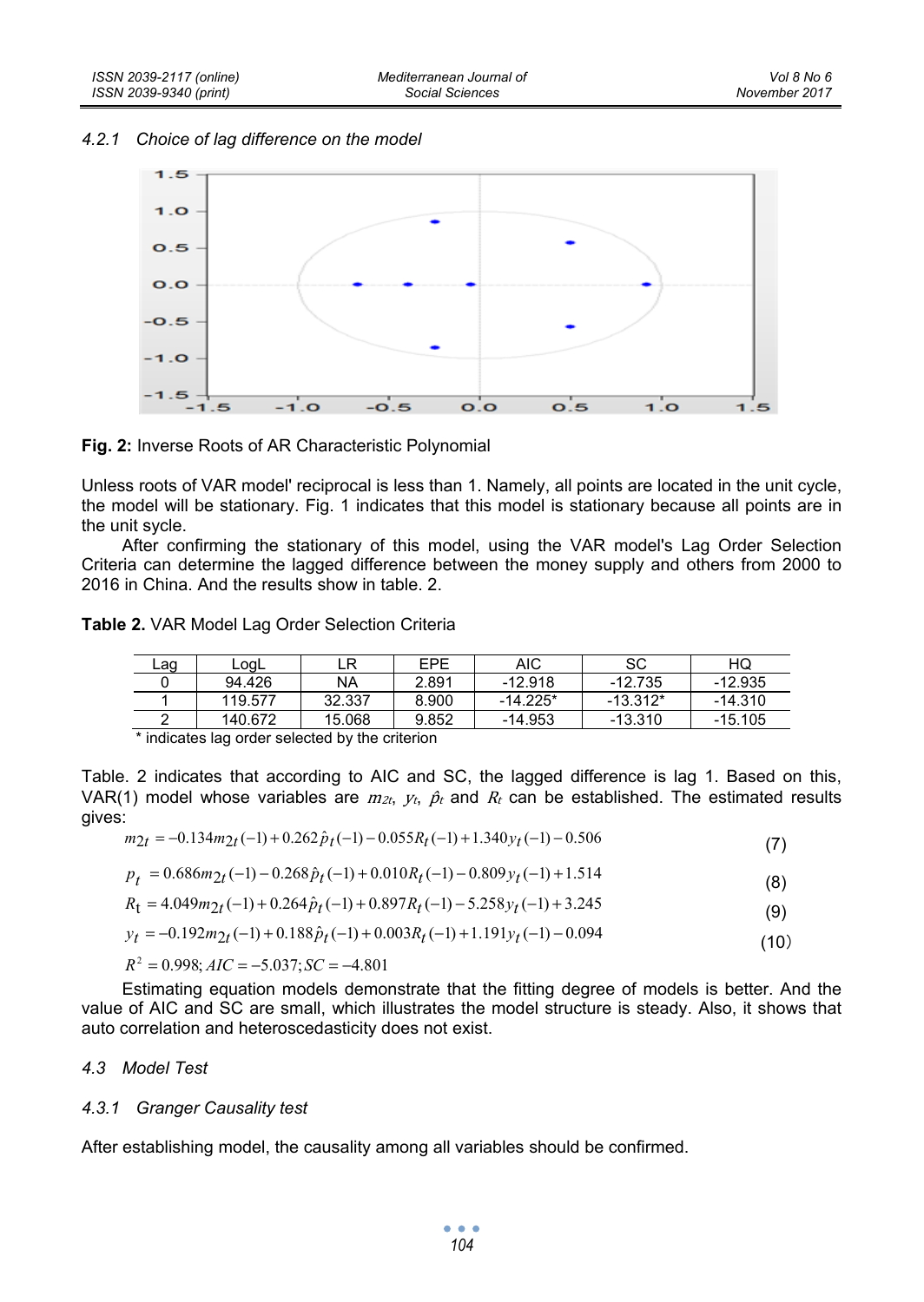#### 4.2.1 Choice of lag difference on the model

**Fig. 2:** Inverse Roots of AR Characteristic Polynomial

Unless roots of VAR model' reciprocal is less than 1. Namely, all points are located in the unit cycle, the model will be stationary. Fig. 1 indicates that this model is stationary because all points are in the unit sycle.

After confirming the stationary of this model, using the VAR model's Lag Order Selection Criteria can determine the lagged difference between the money supply and others from 2000 to 2016 in China. And the results show in table. 2.

**Table 2.** VAR Model Lag Order Selection Criteria

| Lag | LogL | LR | EPE | AIC | SC | HQ |
|---|---|---|---|---|---|---|
| 0 | 94.426 | NA | 2.891 | -12.918 | -12.735 | -12.935 |
| 1 | 119.577 | 32.337 | 8.900 | -14.225* | -13.312* | -14.310 |
| 2 | 140.672 | 15.068 | 9.852 | -14.953 | -13.310 | -15.105 |

* indicates lag order selected by the criterion

Table. 2 indicates that according to AIC and SC, the lagged difference is lag 1. Based on this, VAR(1) model whose variables are $m_{2t}$, $y_t$, $\hat{p}_t$ and $R_t$ can be established. The estimated results gives:

$$m_{2t} = -0.134 m_{2t}(-1) + 0.262 \hat{p}_t(-1) - 0.055 R_t(-1) + 1.340 y_t(-1) - 0.506 \tag{7}$$

$$p_t = 0.686 m_{2t}(-1) - 0.268 \hat{p}_t(-1) + 0.010 R_t(-1) - 0.809 y_t(-1) + 1.514 \tag{8}$$

$$R_t = 4.049 m_{2t}(-1) + 0.264 \hat{p}_t(-1) + 0.897 R_t(-1) - 5.258 y_t(-1) + 3.245 \tag{9}$$

$$y_t = -0.192 m_{2t}(-1) + 0.188 \hat{p}_t(-1) + 0.003 R_t(-1) + 1.191 y_t(-1) - 0.094 \tag{10}$$

$$R^2 = 0.998; AIC = -5.037; SC = -4.801$$

Estimating equation models demonstrate that the fitting degree of models is better. And the value of AIC and SC are small, which illustrates the model structure is steady. Also, it shows that auto correlation and heteroscedasticity does not exist.

### 4.3 Model Test

#### 4.3.1 Granger Causality test

After establishing model, the causality among all variables should be confirmed.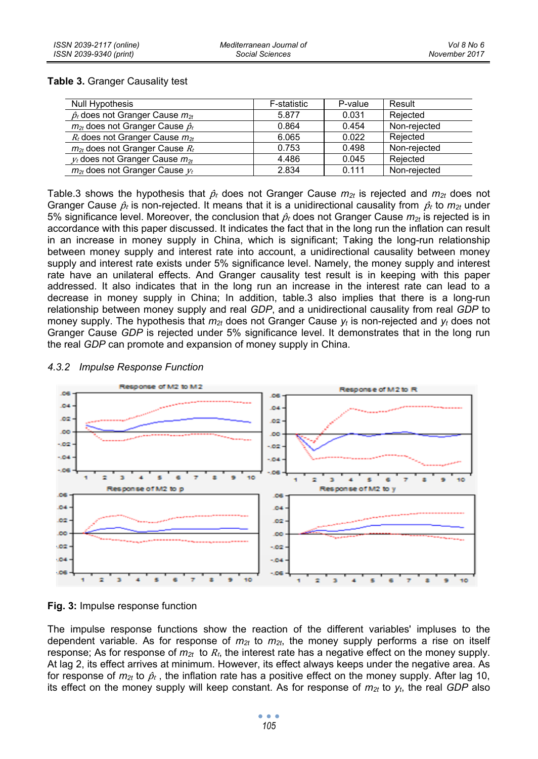**Table 3.** Granger Causality test

| Null Hypothesis | F-statistic | P-value | Result |
|---|---|---|---|
| $\hat{p}_t$ does not Granger Cause $m_{2t}$ | 5.877 | 0.031 | Rejected |
| $m_{2t}$ does not Granger Cause $\hat{p}_t$ | 0.864 | 0.454 | Non-rejected |
| $R_t$ does not Granger Cause $m_{2t}$ | 6.065 | 0.022 | Rejected |
| $m_{2t}$ does not Granger Cause $R_t$ | 0.753 | 0.498 | Non-rejected |
| $y_t$ does not Granger Cause $m_{2t}$ | 4.486 | 0.045 | Rejected |
| $m_{2t}$ does not Granger Cause $y_t$ | 2.834 | 0.111 | Non-rejected |

Table.3 shows the hypothesis that $\hat{p}_t$ does not Granger Cause $m_{2t}$ is rejected and $m_{2t}$ does not Granger Cause $\hat{p}_t$ is non-rejected. It means that it is a unidirectional causality from $\hat{p}_t$ to $m_{2t}$ under 5% significance level. Moreover, the conclusion that $\hat{p}_t$ does not Granger Cause $m_{2t}$ is rejected is in accordance with this paper discussed. It indicates the fact that in the long run the inflation can result in an increase in money supply in China, which is significant; Taking the long-run relationship between money supply and interest rate into account, a unidirectional causality between money supply and interest rate exists under 5% significance level. Namely, the money supply and interest rate have an unilateral effects. And Granger causality test result is in keeping with this paper addressed. It also indicates that in the long run an increase in the interest rate can lead to a decrease in money supply in China; In addition, table.3 also implies that there is a long-run relationship between money supply and real *GDP*, and a unidirectional causality from real *GDP* to money supply. The hypothesis that $m_{2t}$ does not Granger Cause $y_t$ is non-rejected and $y_t$ does not Granger Cause *GDP* is rejected under 5% significance level. It demonstrates that in the long run the real *GDP* can promote and expansion of money supply in China.

### *4.3.2 Impulse Response Function*

**Fig. 3:** Impulse response function

The impulse response functions show the reaction of the different variables' impluses to the dependent variable. As for response of $m_{2t}$ to $m_{2t}$, the money supply performs a rise on itself response; As for response of $m_{2t}$ to $R_t$, the interest rate has a negative effect on the money supply. At lag 2, its effect arrives at minimum. However, its effect always keeps under the negative area. As for response of $m_{2t}$ to $\hat{p}_t$ , the inflation rate has a positive effect on the money supply. After lag 10, its effect on the money supply will keep constant. As for response of $m_{2t}$ to $y_t$, the real *GDP* also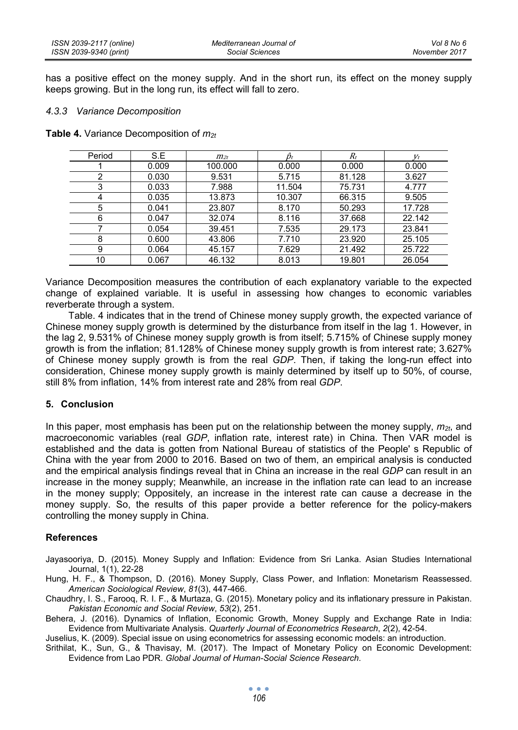has a positive effect on the money supply. And in the short run, its effect on the money supply keeps growing. But in the long run, its effect will fall to zero.

#### *4.3.3 Variance Decomposition*

**Table 4.** Variance Decomposition of $m_{2t}$

| Period | S.E | $m_{2t}$ | $\hat{p}_t$ | $R_t$ | $y_t$ |
|---|---|---|---|---|---|
| 1 | 0.009 | 100.000 | 0.000 | 0.000 | 0.000 |
| 2 | 0.030 | 9.531 | 5.715 | 81.128 | 3.627 |
| 3 | 0.033 | 7.988 | 11.504 | 75.731 | 4.777 |
| 4 | 0.035 | 13.873 | 10.307 | 66.315 | 9.505 |
| 5 | 0.041 | 23.807 | 8.170 | 50.293 | 17.728 |
| 6 | 0.047 | 32.074 | 8.116 | 37.668 | 22.142 |
| 7 | 0.054 | 39.451 | 7.535 | 29.173 | 23.841 |
| 8 | 0.600 | 43.806 | 7.710 | 23.920 | 25.105 |
| 9 | 0.064 | 45.157 | 7.629 | 21.492 | 25.722 |
| 10 | 0.067 | 46.132 | 8.013 | 19.801 | 26.054 |

Variance Decomposition measures the contribution of each explanatory variable to the expected change of explained variable. It is useful in assessing how changes to economic variables reverberate through a system.

Table. 4 indicates that in the trend of Chinese money supply growth, the expected variance of Chinese money supply growth is determined by the disturbance from itself in the lag 1. However, in the lag 2, 9.531% of Chinese money supply growth is from itself; 5.715% of Chinese supply money growth is from the inflation; 81.128% of Chinese money supply growth is from interest rate; 3.627% of Chinese money supply growth is from the real *GDP*. Then, if taking the long-run effect into consideration, Chinese money supply growth is mainly determined by itself up to 50%, of course, still 8% from inflation, 14% from interest rate and 28% from real *GDP*.

## 5. Conclusion

In this paper, most emphasis has been put on the relationship between the money supply, $m_{2t}$, and macroeconomic variables (real *GDP*, inflation rate, interest rate) in China. Then VAR model is established and the data is gotten from National Bureau of statistics of the People' s Republic of China with the year from 2000 to 2016. Based on two of them, an empirical analysis is conducted and the empirical analysis findings reveal that in China an increase in the real *GDP* can result in an increase in the money supply; Meanwhile, an increase in the inflation rate can lead to an increase in the money supply; Oppositely, an increase in the interest rate can cause a decrease in the money supply. So, the results of this paper provide a better reference for the policy-makers controlling the money supply in China.

## References

Jayasooriya, D. (2015). Money Supply and Inflation: Evidence from Sri Lanka. Asian Studies International Journal, 1(1), 22-28

Hung, H. F., & Thompson, D. (2016). Money Supply, Class Power, and Inflation: Monetarism Reassessed. *American Sociological Review*, *81*(3), 447-466.

Chaudhry, I. S., Farooq, R. I. F., & Murtaza, G. (2015). Monetary policy and its inflationary pressure in Pakistan. *Pakistan Economic and Social Review*, *53*(2), 251.

Behera, J. (2016). Dynamics of Inflation, Economic Growth, Money Supply and Exchange Rate in India: Evidence from Multivariate Analysis. *Quarterly Journal of Econometrics Research*, *2*(2), 42-54.

Juselius, K. (2009). Special issue on using econometrics for assessing economic models: an introduction.

Srithilat, K., Sun, G., & Thavisay, M. (2017). The Impact of Monetary Policy on Economic Development: Evidence from Lao PDR. *Global Journal of Human-Social Science Research*.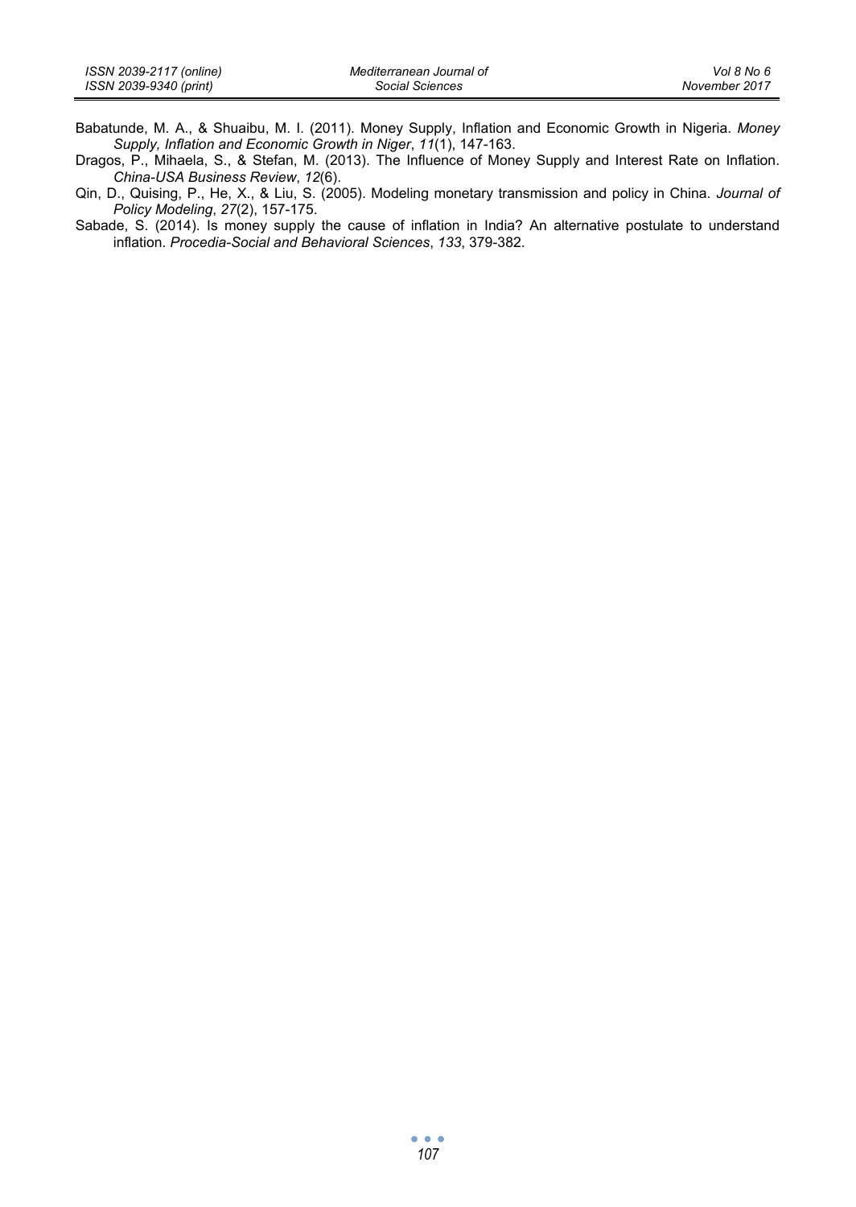Babatunde, M. A., & Shuaibu, M. I. (2011). Money Supply, Inflation and Economic Growth in Nigeria. *Money Supply, Inflation and Economic Growth in Niger*, *11*(1), 147-163.

Dragos, P., Mihaela, S., & Stefan, M. (2013). The Influence of Money Supply and Interest Rate on Inflation. *China-USA Business Review*, *12*(6).

Qin, D., Quising, P., He, X., & Liu, S. (2005). Modeling monetary transmission and policy in China. *Journal of Policy Modeling*, *27*(2), 157-175.

Sabade, S. (2014). Is money supply the cause of inflation in India? An alternative postulate to understand inflation. *Procedia-Social and Behavioral Sciences*, *133*, 379-382.